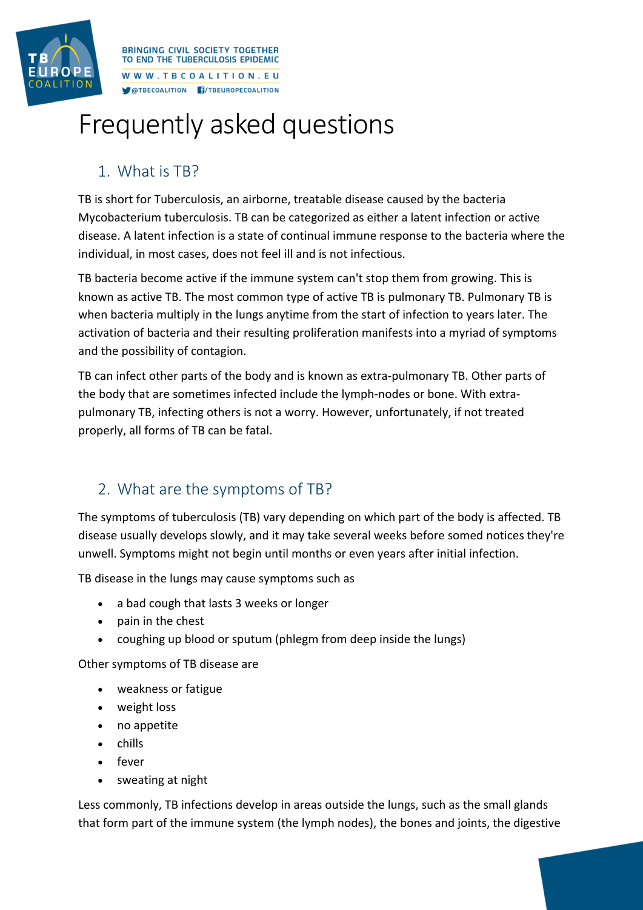# Frequently asked questions

## 1. What is TB?

TB is short for Tuberculosis, an airborne, treatable disease caused by the bacteria Mycobacterium tuberculosis. TB can be categorized as either a latent infection or active disease. A latent infection is a state of continual immune response to the bacteria where the individual, in most cases, does not feel ill and is not infectious.

TB bacteria become active if the immune system can't stop them from growing. This is known as active TB. The most common type of active TB is pulmonary TB. Pulmonary TB is when bacteria multiply in the lungs anytime from the start of infection to years later. The activation of bacteria and their resulting proliferation manifests into a myriad of symptoms and the possibility of contagion.

TB can infect other parts of the body and is known as extra-pulmonary TB. Other parts of the body that are sometimes infected include the lymph-nodes or bone. With extra-pulmonary TB, infecting others is not a worry. However, unfortunately, if not treated properly, all forms of TB can be fatal.

## 2. What are the symptoms of TB?

The symptoms of tuberculosis (TB) vary depending on which part of the body is affected. TB disease usually develops slowly, and it may take several weeks before somed notices they're unwell. Symptoms might not begin until months or even years after initial infection.

TB disease in the lungs may cause symptoms such as

- a bad cough that lasts 3 weeks or longer
- pain in the chest
- coughing up blood or sputum (phlegm from deep inside the lungs)

Other symptoms of TB disease are

- weakness or fatigue
- weight loss
- no appetite
- chills
- fever
- sweating at night

Less commonly, TB infections develop in areas outside the lungs, such as the small glands that form part of the immune system (the lymph nodes), the bones and joints, the digestive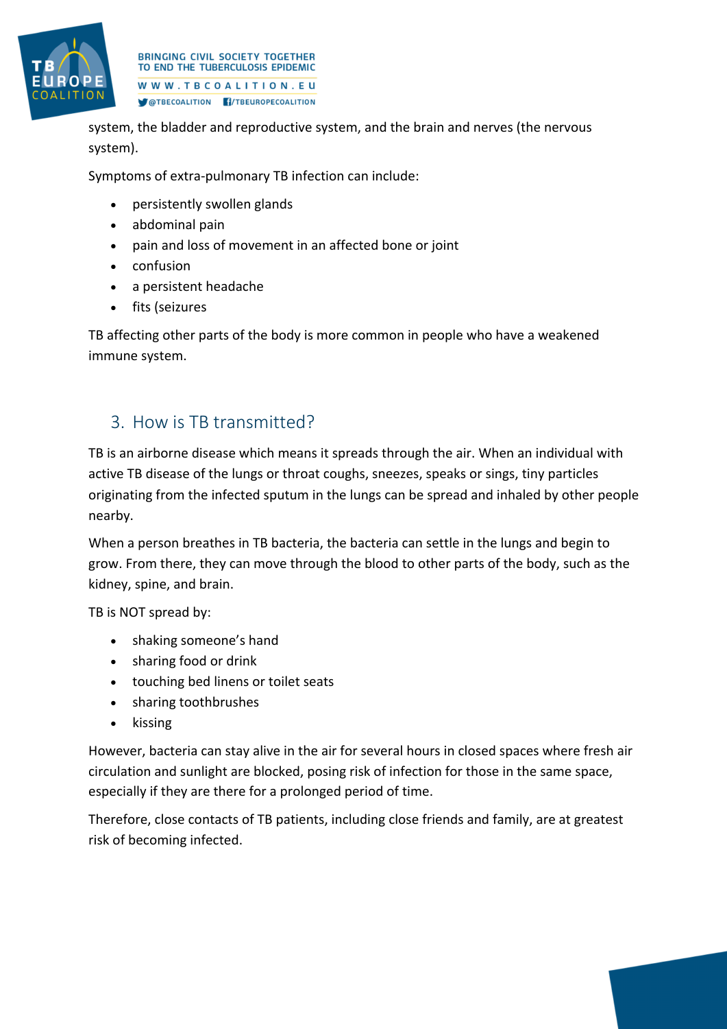system, the bladder and reproductive system, and the brain and nerves (the nervous system).

Symptoms of extra-pulmonary TB infection can include:

- persistently swollen glands
- abdominal pain
- pain and loss of movement in an affected bone or joint
- confusion
- a persistent headache
- fits (seizures

TB affecting other parts of the body is more common in people who have a weakened immune system.

## 3. How is TB transmitted?

TB is an airborne disease which means it spreads through the air. When an individual with active TB disease of the lungs or throat coughs, sneezes, speaks or sings, tiny particles originating from the infected sputum in the lungs can be spread and inhaled by other people nearby.

When a person breathes in TB bacteria, the bacteria can settle in the lungs and begin to grow. From there, they can move through the blood to other parts of the body, such as the kidney, spine, and brain.

TB is NOT spread by:

- shaking someone's hand
- sharing food or drink
- touching bed linens or toilet seats
- sharing toothbrushes
- kissing

However, bacteria can stay alive in the air for several hours in closed spaces where fresh air circulation and sunlight are blocked, posing risk of infection for those in the same space, especially if they are there for a prolonged period of time.

Therefore, close contacts of TB patients, including close friends and family, are at greatest risk of becoming infected.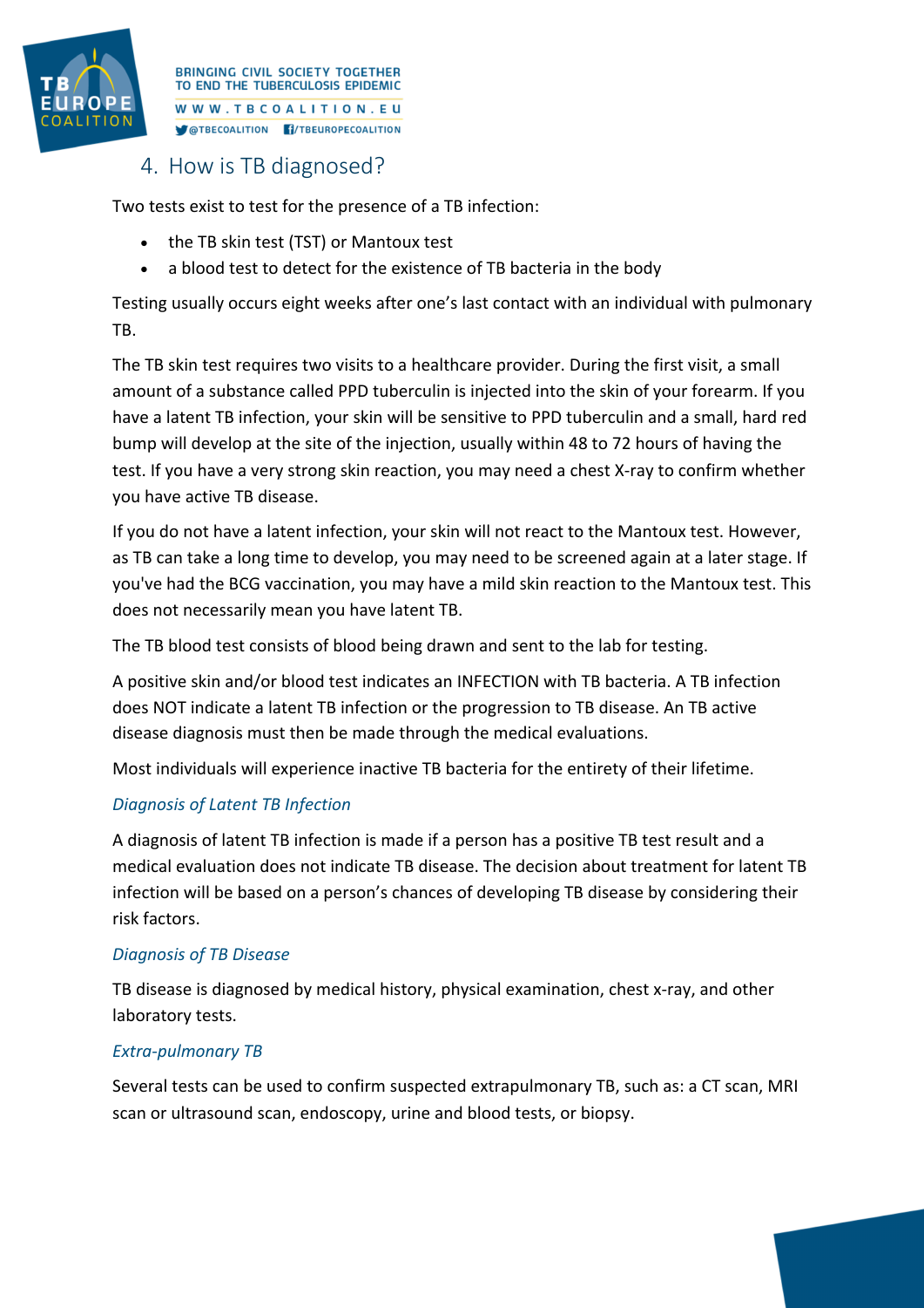## 4. How is TB diagnosed?

Two tests exist to test for the presence of a TB infection:

- the TB skin test (TST) or Mantoux test
- a blood test to detect for the existence of TB bacteria in the body

Testing usually occurs eight weeks after one's last contact with an individual with pulmonary TB.

The TB skin test requires two visits to a healthcare provider. During the first visit, a small amount of a substance called PPD tuberculin is injected into the skin of your forearm. If you have a latent TB infection, your skin will be sensitive to PPD tuberculin and a small, hard red bump will develop at the site of the injection, usually within 48 to 72 hours of having the test. If you have a very strong skin reaction, you may need a chest X-ray to confirm whether you have active TB disease.

If you do not have a latent infection, your skin will not react to the Mantoux test. However, as TB can take a long time to develop, you may need to be screened again at a later stage. If you've had the BCG vaccination, you may have a mild skin reaction to the Mantoux test. This does not necessarily mean you have latent TB.

The TB blood test consists of blood being drawn and sent to the lab for testing.

A positive skin and/or blood test indicates an INFECTION with TB bacteria. A TB infection does NOT indicate a latent TB infection or the progression to TB disease. An TB active disease diagnosis must then be made through the medical evaluations.

Most individuals will experience inactive TB bacteria for the entirety of their lifetime.

### *Diagnosis of Latent TB Infection*

A diagnosis of latent TB infection is made if a person has a positive TB test result and a medical evaluation does not indicate TB disease. The decision about treatment for latent TB infection will be based on a person's chances of developing TB disease by considering their risk factors.

### *Diagnosis of TB Disease*

TB disease is diagnosed by medical history, physical examination, chest x-ray, and other laboratory tests.

### *Extra-pulmonary TB*

Several tests can be used to confirm suspected extrapulmonary TB, such as: a CT scan, MRI scan or ultrasound scan, endoscopy, urine and blood tests, or biopsy.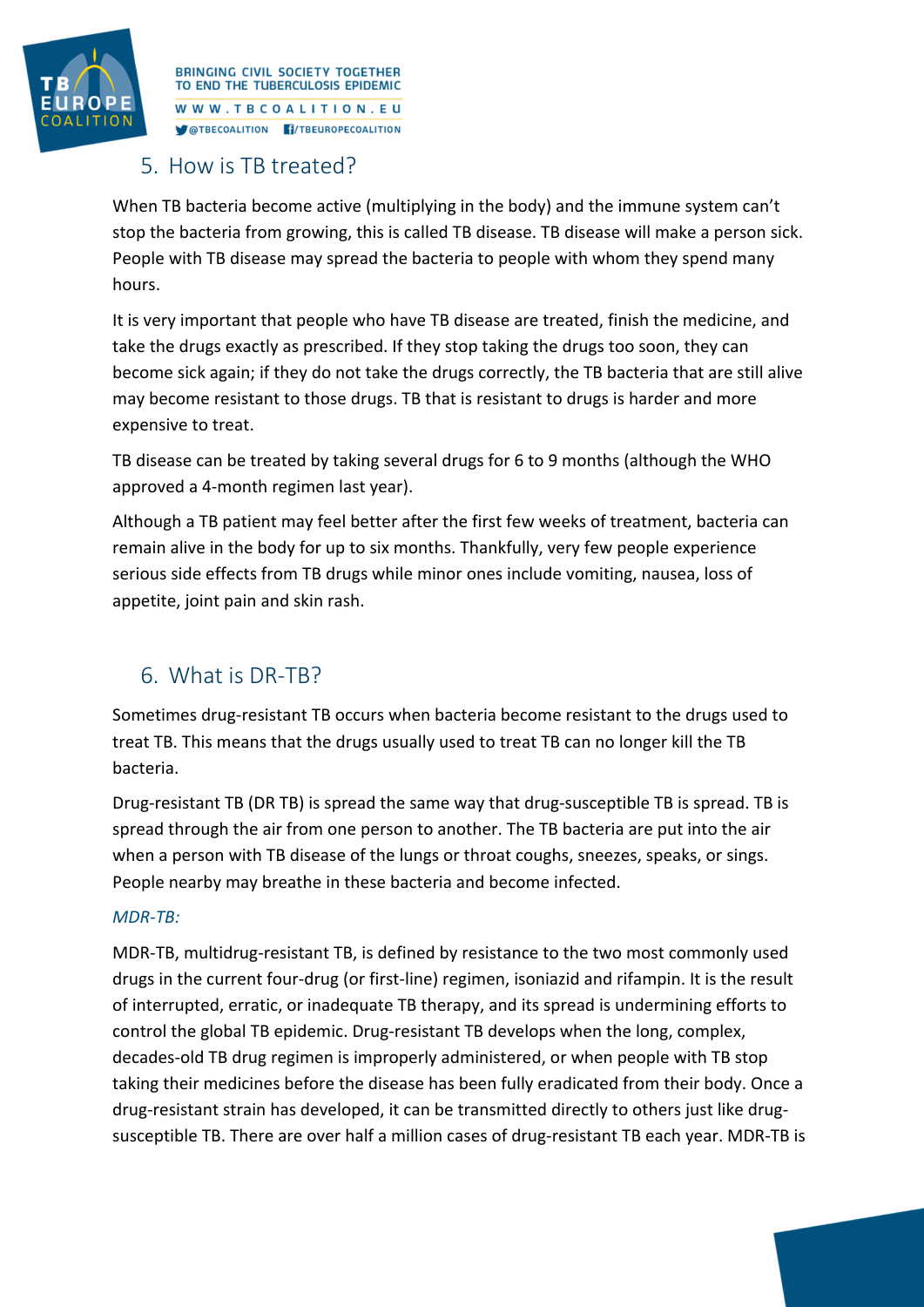## 5. How is TB treated?

When TB bacteria become active (multiplying in the body) and the immune system can't stop the bacteria from growing, this is called TB disease. TB disease will make a person sick. People with TB disease may spread the bacteria to people with whom they spend many hours.

It is very important that people who have TB disease are treated, finish the medicine, and take the drugs exactly as prescribed. If they stop taking the drugs too soon, they can become sick again; if they do not take the drugs correctly, the TB bacteria that are still alive may become resistant to those drugs. TB that is resistant to drugs is harder and more expensive to treat.

TB disease can be treated by taking several drugs for 6 to 9 months (although the WHO approved a 4-month regimen last year).

Although a TB patient may feel better after the first few weeks of treatment, bacteria can remain alive in the body for up to six months. Thankfully, very few people experience serious side effects from TB drugs while minor ones include vomiting, nausea, loss of appetite, joint pain and skin rash.

## 6. What is DR-TB?

Sometimes drug-resistant TB occurs when bacteria become resistant to the drugs used to treat TB. This means that the drugs usually used to treat TB can no longer kill the TB bacteria.

Drug-resistant TB (DR TB) is spread the same way that drug-susceptible TB is spread. TB is spread through the air from one person to another. The TB bacteria are put into the air when a person with TB disease of the lungs or throat coughs, sneezes, speaks, or sings. People nearby may breathe in these bacteria and become infected.

*MDR-TB:*

MDR-TB, multidrug-resistant TB, is defined by resistance to the two most commonly used drugs in the current four-drug (or first-line) regimen, isoniazid and rifampin. It is the result of interrupted, erratic, or inadequate TB therapy, and its spread is undermining efforts to control the global TB epidemic. Drug-resistant TB develops when the long, complex, decades-old TB drug regimen is improperly administered, or when people with TB stop taking their medicines before the disease has been fully eradicated from their body. Once a drug-resistant strain has developed, it can be transmitted directly to others just like drug-susceptible TB. There are over half a million cases of drug-resistant TB each year. MDR-TB is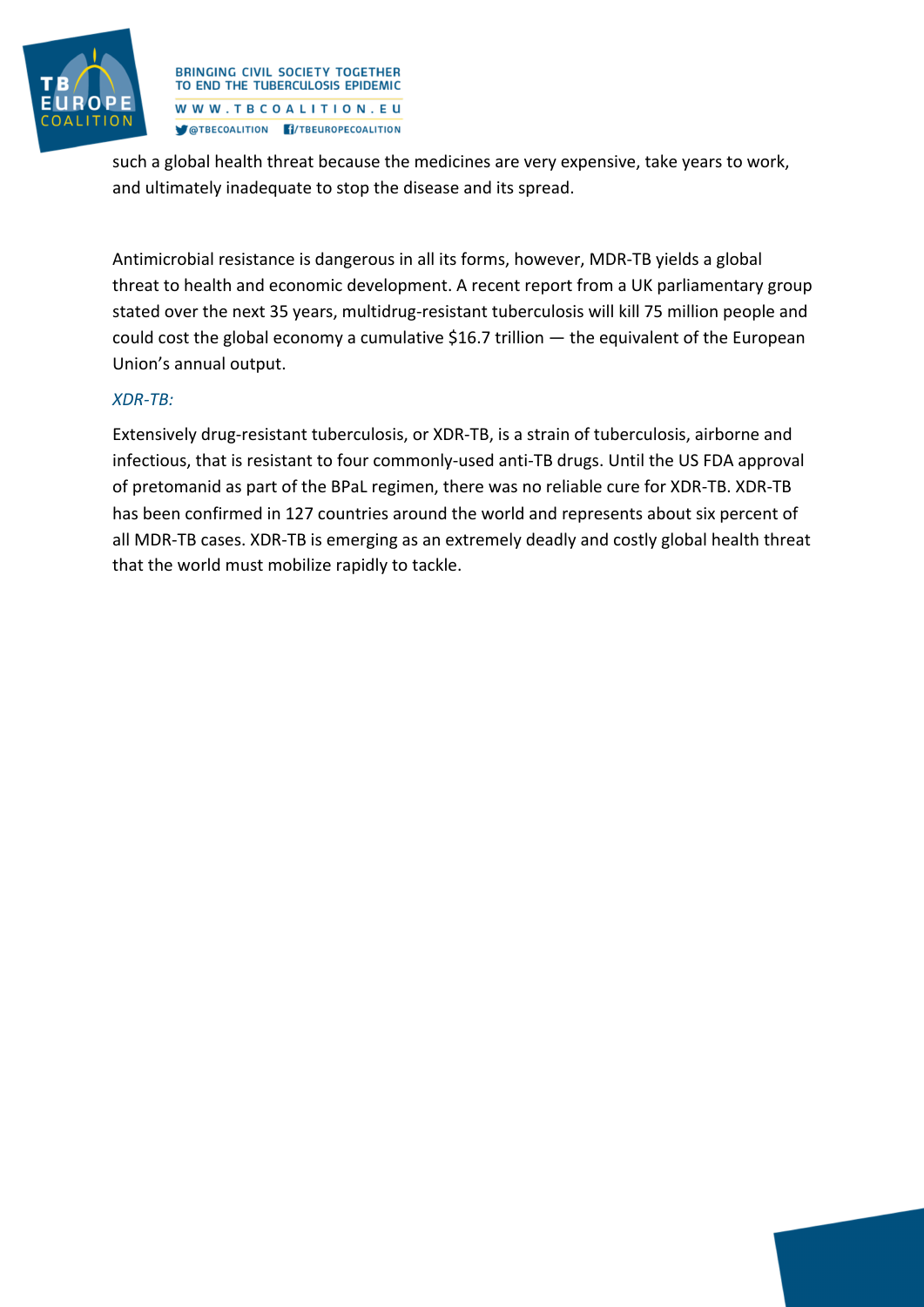such a global health threat because the medicines are very expensive, take years to work, and ultimately inadequate to stop the disease and its spread.

Antimicrobial resistance is dangerous in all its forms, however, MDR-TB yields a global threat to health and economic development. A recent report from a UK parliamentary group stated over the next 35 years, multidrug-resistant tuberculosis will kill 75 million people and could cost the global economy a cumulative $16.7 trillion — the equivalent of the European Union's annual output.

*XDR-TB:*

Extensively drug-resistant tuberculosis, or XDR-TB, is a strain of tuberculosis, airborne and infectious, that is resistant to four commonly-used anti-TB drugs. Until the US FDA approval of pretomanid as part of the BPaL regimen, there was no reliable cure for XDR-TB. XDR-TB has been confirmed in 127 countries around the world and represents about six percent of all MDR-TB cases. XDR-TB is emerging as an extremely deadly and costly global health threat that the world must mobilize rapidly to tackle.